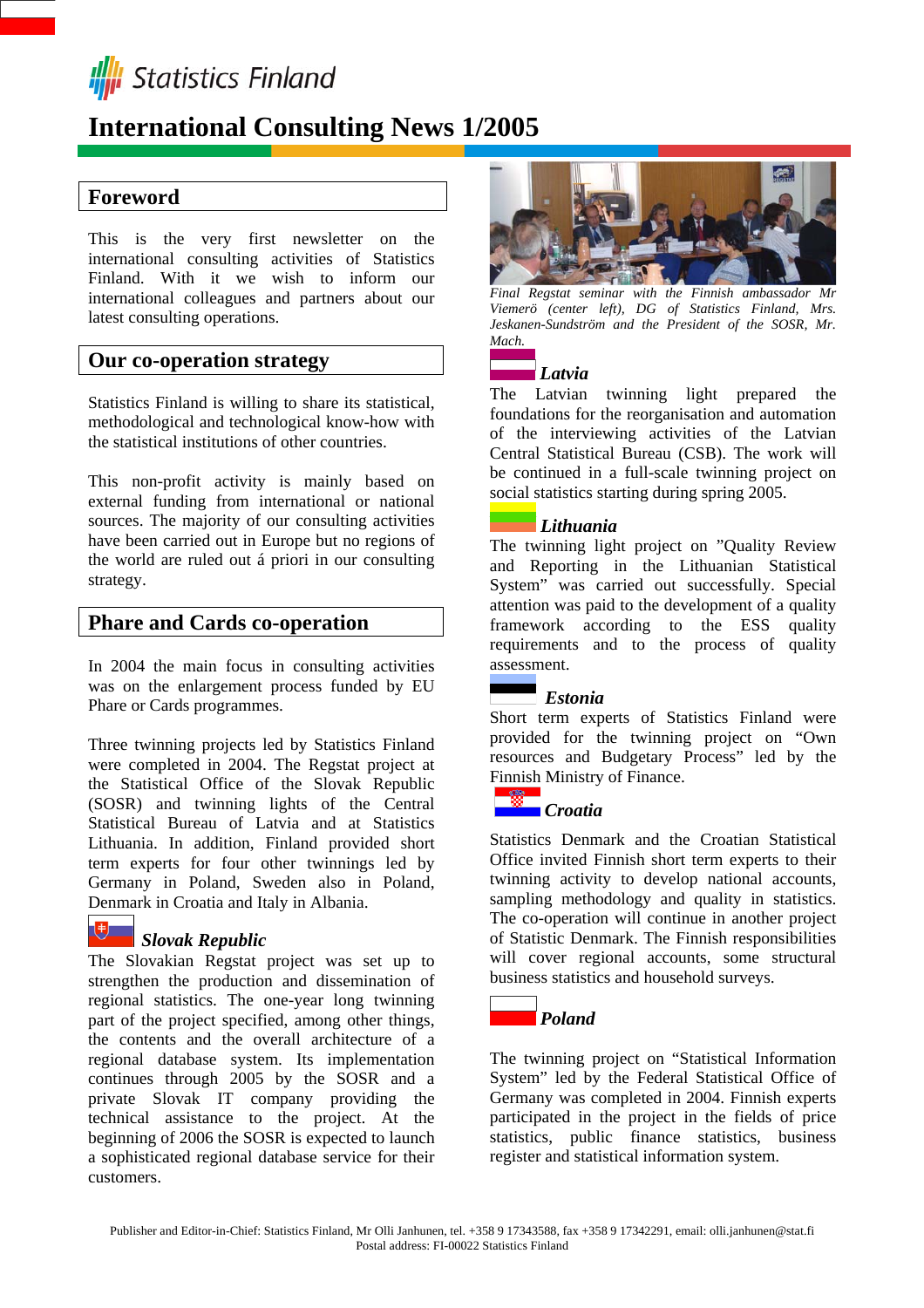Statistics Finland

# International Consulting News 1/2005

## Foreword

This is the very first newsletter on the international consulting activities of Statistics Finland. With it we wish to inform our international colleagues and partners about our latest consulting operations.

## Our co-operation strategy

Statistics Finland is willing to share its statistical, methodological and technological know-how with the statistical institutions of other countries.

This non-profit activity is mainly based on external funding from international or national sources. The majority of our consulting activities have been carried out in Europe but no regions of the world are ruled out á priori in our consulting strategy.

## Phare and Cards co-operation

In 2004 the main focus in consulting activities was on the enlargement process funded by EU Phare or Cards programmes.

Three twinning projects led by Statistics Finland were completed in 2004. The Regstat project at the Statistical Office of the Slovak Republic (SOSR) and twinning lights of the Central Statistical Bureau of Latvia and at Statistics Lithuania. In addition, Finland provided short term experts for four other twinnings led by Germany in Poland, Sweden also in Poland, Denmark in Croatia and Italy in Albania.

### *Slovak Republic*

The Slovakian Regstat project was set up to strengthen the production and dissemination of regional statistics. The one-year long twinning part of the project specified, among other things, the contents and the overall architecture of a regional database system. Its implementation continues through 2005 by the SOSR and a private Slovak IT company providing the technical assistance to the project. At the beginning of 2006 the SOSR is expected to launch a sophisticated regional database service for their customers.

*Final Regstat seminar with the Finnish ambassador Mr Viemerö (center left), DG of Statistics Finland, Mrs. Jeskanen-Sundström and the President of the SOSR, Mr. Mach.*

### *Latvia*

The Latvian twinning light prepared the foundations for the reorganisation and automation of the interviewing activities of the Latvian Central Statistical Bureau (CSB). The work will be continued in a full-scale twinning project on social statistics starting during spring 2005.

### *Lithuania*

The twinning light project on ”Quality Review and Reporting in the Lithuanian Statistical System” was carried out successfully. Special attention was paid to the development of a quality framework according to the ESS quality requirements and to the process of quality assessment.

### *Estonia*

Short term experts of Statistics Finland were provided for the twinning project on “Own resources and Budgetary Process” led by the Finnish Ministry of Finance.

### *Croatia*

Statistics Denmark and the Croatian Statistical Office invited Finnish short term experts to their twinning activity to develop national accounts, sampling methodology and quality in statistics. The co-operation will continue in another project of Statistic Denmark. The Finnish responsibilities will cover regional accounts, some structural business statistics and household surveys.

### *Poland*

The twinning project on “Statistical Information System” led by the Federal Statistical Office of Germany was completed in 2004. Finnish experts participated in the project in the fields of price statistics, public finance statistics, business register and statistical information system.

Publisher and Editor-in-Chief: Statistics Finland, Mr Olli Janhunen, tel. +358 9 17343588, fax +358 9 17342291, email: olli.janhunen@stat.fi
Postal address: FI-00022 Statistics Finland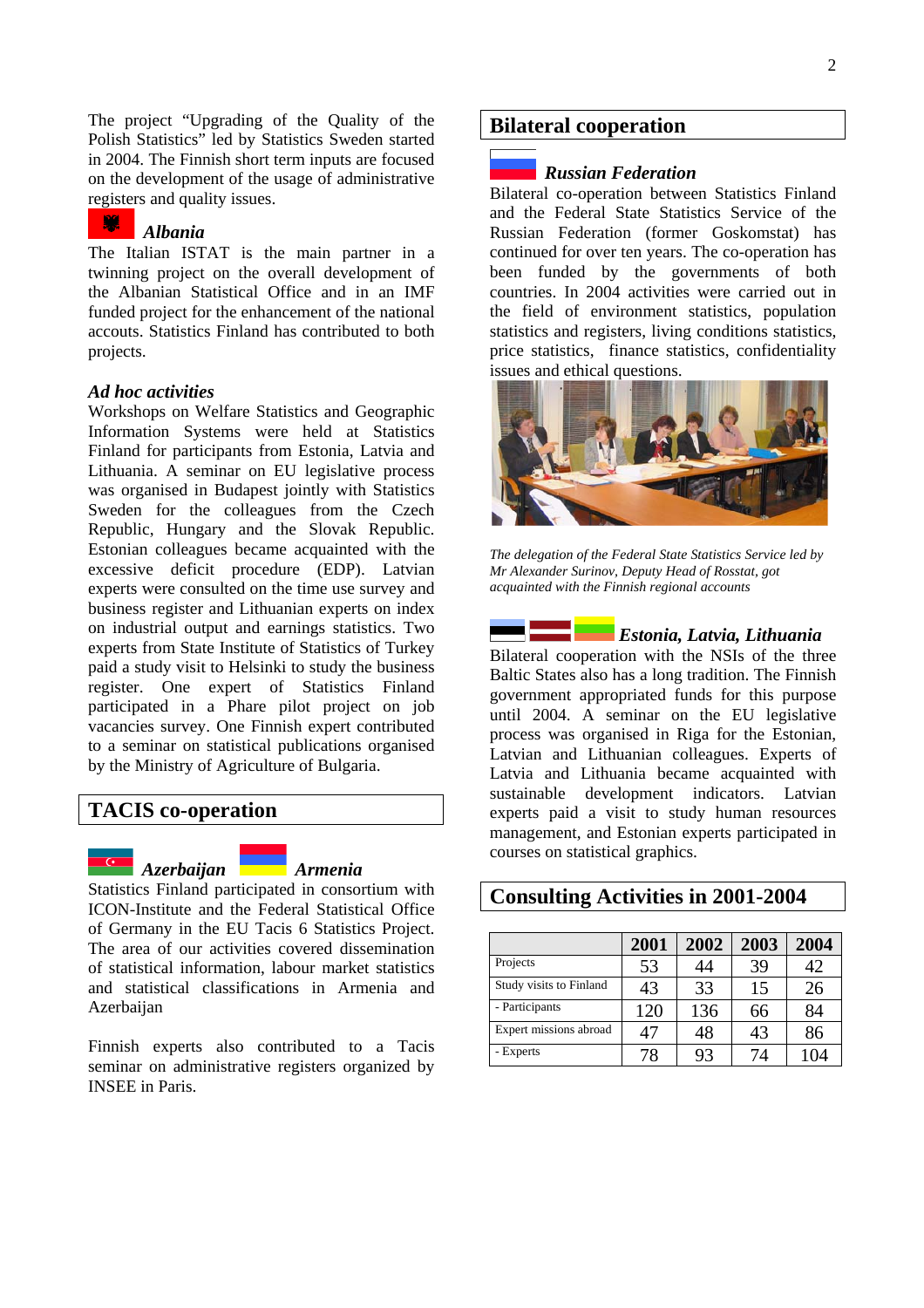The project "Upgrading of the Quality of the Polish Statistics" led by Statistics Sweden started in 2004. The Finnish short term inputs are focused on the development of the usage of administrative registers and quality issues.

### *Albania*

The Italian ISTAT is the main partner in a twinning project on the overall development of the Albanian Statistical Office and in an IMF funded project for the enhancement of the national accouts. Statistics Finland has contributed to both projects.

### *Ad hoc activities*

Workshops on Welfare Statistics and Geographic Information Systems were held at Statistics Finland for participants from Estonia, Latvia and Lithuania. A seminar on EU legislative process was organised in Budapest jointly with Statistics Sweden for the colleagues from the Czech Republic, Hungary and the Slovak Republic. Estonian colleagues became acquainted with the excessive deficit procedure (EDP). Latvian experts were consulted on the time use survey and business register and Lithuanian experts on index on industrial output and earnings statistics. Two experts from State Institute of Statistics of Turkey paid a study visit to Helsinki to study the business register. One expert of Statistics Finland participated in a Phare pilot project on job vacancies survey. One Finnish expert contributed to a seminar on statistical publications organised by the Ministry of Agriculture of Bulgaria.

## TACIS co-operation

### *Azerbaijan* *Armenia*

Statistics Finland participated in consortium with ICON-Institute and the Federal Statistical Office of Germany in the EU Tacis 6 Statistics Project. The area of our activities covered dissemination of statistical information, labour market statistics and statistical classifications in Armenia and Azerbaijan

Finnish experts also contributed to a Tacis seminar on administrative registers organized by INSEE in Paris.

## Bilateral cooperation

### *Russian Federation*

Bilateral co-operation between Statistics Finland and the Federal State Statistics Service of the Russian Federation (former Goskomstat) has continued for over ten years. The co-operation has been funded by the governments of both countries. In 2004 activities were carried out in the field of environment statistics, population statistics and registers, living conditions statistics, price statistics, finance statistics, confidentiality issues and ethical questions.

*The delegation of the Federal State Statistics Service led by Mr Alexander Surinov, Deputy Head of Rosstat, got acquainted with the Finnish regional accounts*

### *Estonia, Latvia, Lithuania*

Bilateral cooperation with the NSIs of the three Baltic States also has a long tradition. The Finnish government appropriated funds for this purpose until 2004. A seminar on the EU legislative process was organised in Riga for the Estonian, Latvian and Lithuanian colleagues. Experts of Latvia and Lithuania became acquainted with sustainable development indicators. Latvian experts paid a visit to study human resources management, and Estonian experts participated in courses on statistical graphics.

## Consulting Activities in 2001-2004

| | 2001 | 2002 | 2003 | 2004 |
|---|---|---|---|---|
| Projects | 53 | 44 | 39 | 42 |
| Study visits to Finland | 43 | 33 | 15 | 26 |
| - Participants | 120 | 136 | 66 | 84 |
| Expert missions abroad | 47 | 48 | 43 | 86 |
| - Experts | 78 | 93 | 74 | 104 |